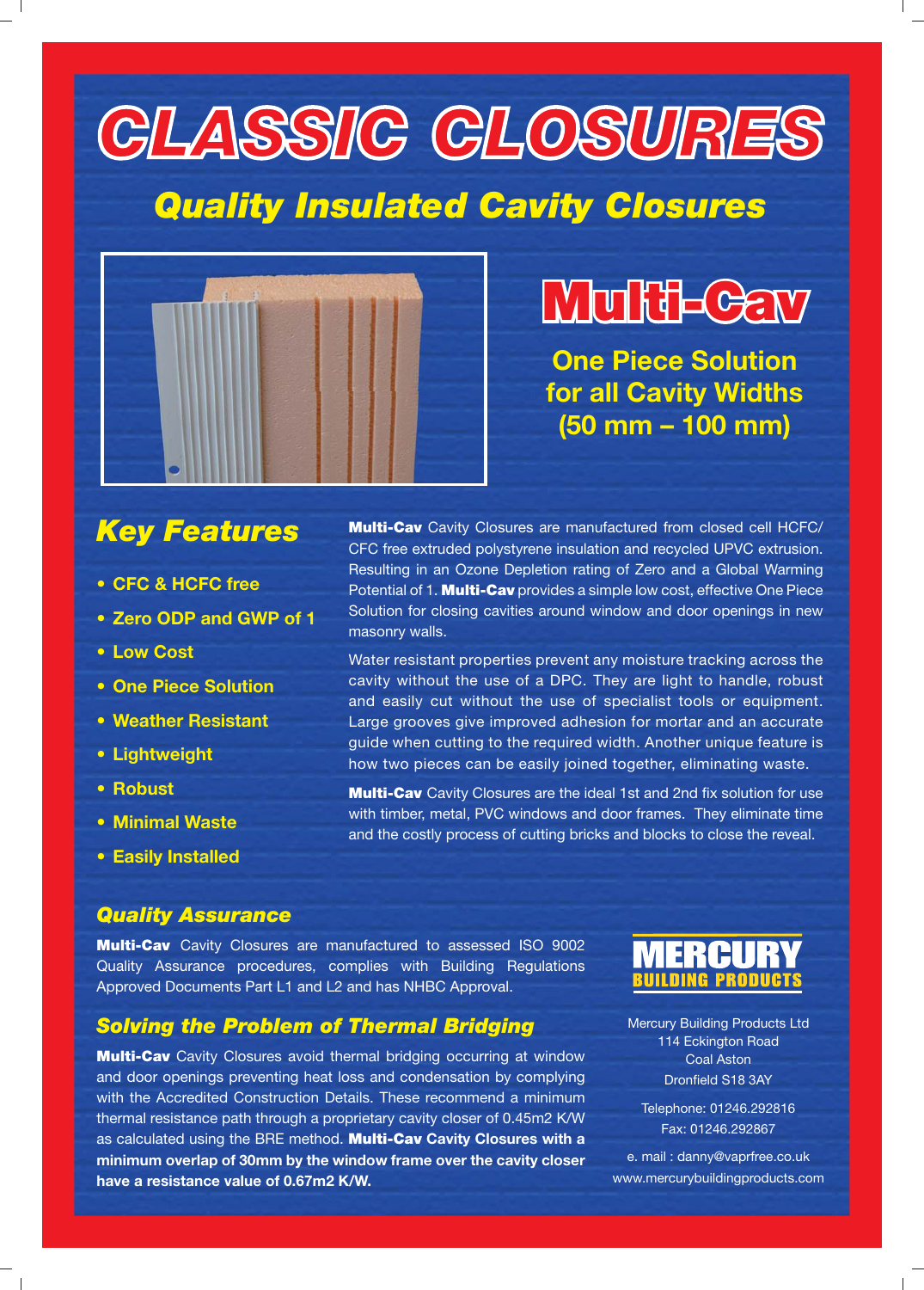# CLASSIC CLOSURES

## Quality Insulated Cavity Closures

## Multi-Cav

**One Piece Solution for all Cavity Widths (50 mm – 100 mm)**

## Key Features

- CFC & HCFC free
- Zero ODP and GWP of 1
- Low Cost
- One Piece Solution
- Weather Resistant
- Lightweight
- Robust
- Minimal Waste
- Easily Installed

**Multi-Cav** Cavity Closures are manufactured from closed cell HCFC/ CFC free extruded polystyrene insulation and recycled UPVC extrusion. Resulting in an Ozone Depletion rating of Zero and a Global Warming Potential of 1. **Multi-Cav** provides a simple low cost, effective One Piece Solution for closing cavities around window and door openings in new masonry walls.

Water resistant properties prevent any moisture tracking across the cavity without the use of a DPC. They are light to handle, robust and easily cut without the use of specialist tools or equipment. Large grooves give improved adhesion for mortar and an accurate guide when cutting to the required width. Another unique feature is how two pieces can be easily joined together, eliminating waste.

**Multi-Cav** Cavity Closures are the ideal 1st and 2nd fix solution for use with timber, metal, PVC windows and door frames. They eliminate time and the costly process of cutting bricks and blocks to close the reveal.

### Quality Assurance

**Multi-Cav** Cavity Closures are manufactured to assessed ISO 9002 Quality Assurance procedures, complies with Building Regulations Approved Documents Part L1 and L2 and has NHBC Approval.

### Solving the Problem of Thermal Bridging

**Multi-Cav** Cavity Closures avoid thermal bridging occurring at window and door openings preventing heat loss and condensation by complying with the Accredited Construction Details. These recommend a minimum thermal resistance path through a proprietary cavity closer of 0.45m2 K/W as calculated using the BRE method. **Multi-Cav Cavity Closures with a minimum overlap of 30mm by the window frame over the cavity closer have a resistance value of 0.67m2 K/W.**

**MERCURY BUILDING PRODUCTS**

Mercury Building Products Ltd
114 Eckington Road
Coal Aston
Dronfield S18 3AY

Telephone: 01246.292816
Fax: 01246.292867

e. mail : danny@vaprfree.co.uk
www.mercurybuildingproducts.com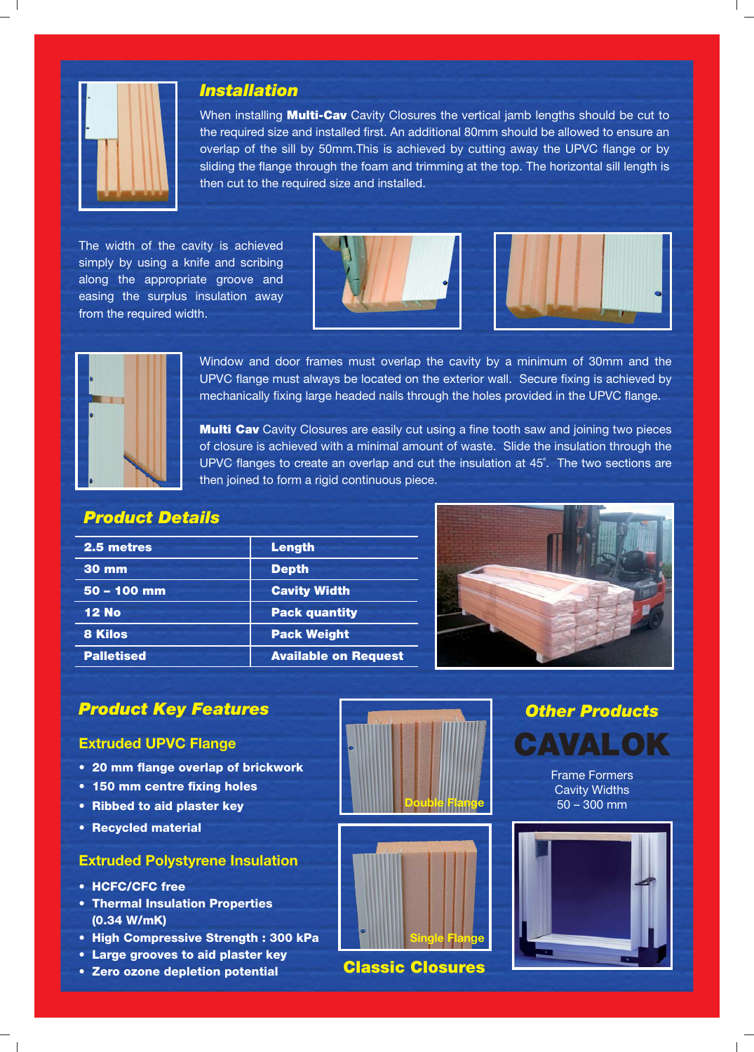## Installation

When installing **Multi-Cav** Cavity Closures the vertical jamb lengths should be cut to the required size and installed first. An additional 80mm should be allowed to ensure an overlap of the sill by 50mm.This is achieved by cutting away the UPVC flange or by sliding the flange through the foam and trimming at the top. The horizontal sill length is then cut to the required size and installed.

The width of the cavity is achieved simply by using a knife and scribing along the appropriate groove and easing the surplus insulation away from the required width.

Window and door frames must overlap the cavity by a minimum of 30mm and the UPVC flange must always be located on the exterior wall. Secure fixing is achieved by mechanically fixing large headed nails through the holes provided in the UPVC flange.

**Multi Cav** Cavity Closures are easily cut using a fine tooth saw and joining two pieces of closure is achieved with a minimal amount of waste. Slide the insulation through the UPVC flanges to create an overlap and cut the insulation at 45˚. The two sections are then joined to form a rigid continuous piece.

## Product Details

| | |
|---|---|
| **2.5 metres** | **Length** |
| **30 mm** | **Depth** |
| **50 – 100 mm** | **Cavity Width** |
| **12 No** | **Pack quantity** |
| **8 Kilos** | **Pack Weight** |
| **Palletised** | **Available on Request** |

## Product Key Features

### Extruded UPVC Flange

- **20 mm flange overlap of brickwork**
- **150 mm centre fixing holes**
- **Ribbed to aid plaster key**
- **Recycled material**

### Extruded Polystyrene Insulation

- **HCFC/CFC free**
- **Thermal Insulation Properties (0.34 W/mK)**
- **High Compressive Strength : 300 kPa**
- **Large grooves to aid plaster key**
- **Zero ozone depletion potential**

Double Flange

Single Flange

**Classic Closures**

## Other Products

# CAVALOK

Frame Formers
Cavity Widths
50 – 300 mm